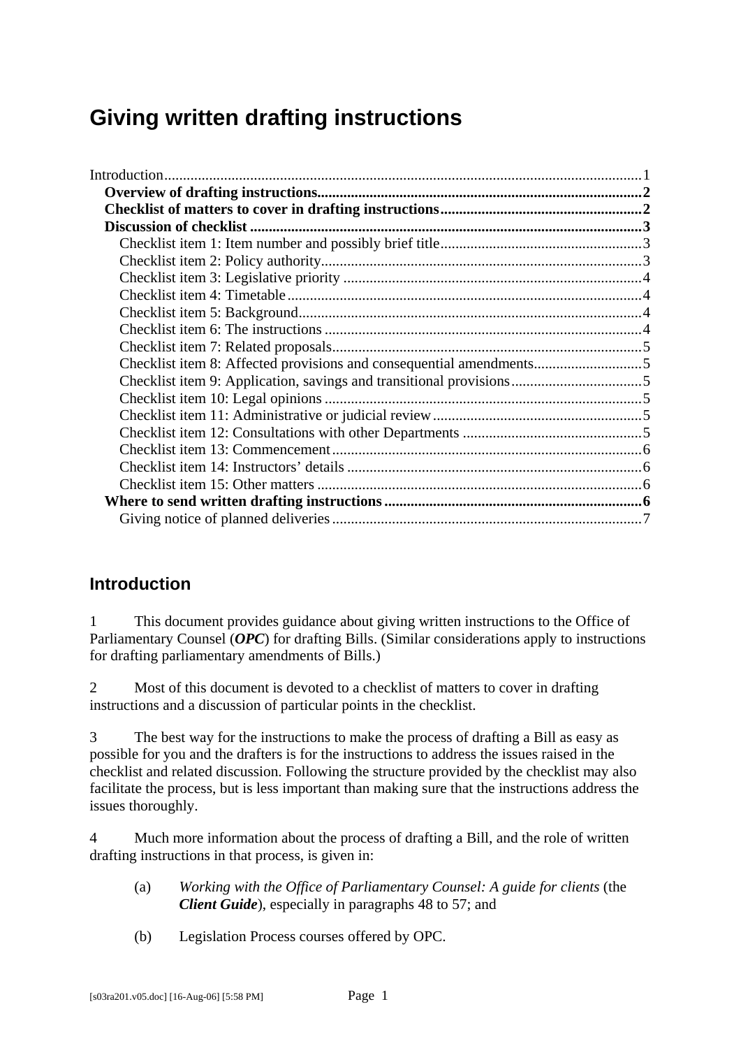# Giving written drafting instructions

Introduction....................................................................................................................1
**Overview of drafting instructions.......................................................................................2**
**Checklist of matters to cover in drafting instructions......................................................2**
**Discussion of checklist .........................................................................................................3**
Checklist item 1: Item number and possibly brief title......................................................3
Checklist item 2: Policy authority.......................................................................................3
Checklist item 3: Legislative priority ..................................................................................4
Checklist item 4: Timetable.................................................................................................4
Checklist item 5: Background.............................................................................................4
Checklist item 6: The instructions .......................................................................................4
Checklist item 7: Related proposals.....................................................................................5
Checklist item 8: Affected provisions and consequential amendments.............................5
Checklist item 9: Application, savings and transitional provisions...................................5
Checklist item 10: Legal opinions .......................................................................................5
Checklist item 11: Administrative or judicial review.........................................................5
Checklist item 12: Consultations with other Departments .................................................5
Checklist item 13: Commencement.....................................................................................6
Checklist item 14: Instructors' details .................................................................................6
Checklist item 15: Other matters ........................................................................................6
**Where to send written drafting instructions.....................................................................6**
Giving notice of planned deliveries.....................................................................................7

## Introduction

1 This document provides guidance about giving written instructions to the Office of Parliamentary Counsel (***OPC***) for drafting Bills. (Similar considerations apply to instructions for drafting parliamentary amendments of Bills.)

2 Most of this document is devoted to a checklist of matters to cover in drafting instructions and a discussion of particular points in the checklist.

3 The best way for the instructions to make the process of drafting a Bill as easy as possible for you and the drafters is for the instructions to address the issues raised in the checklist and related discussion. Following the structure provided by the checklist may also facilitate the process, but is less important than making sure that the instructions address the issues thoroughly.

4 Much more information about the process of drafting a Bill, and the role of written drafting instructions in that process, is given in:

(a) *Working with the Office of Parliamentary Counsel: A guide for clients* (the ***Client Guide***), especially in paragraphs 48 to 57; and

(b) Legislation Process courses offered by OPC.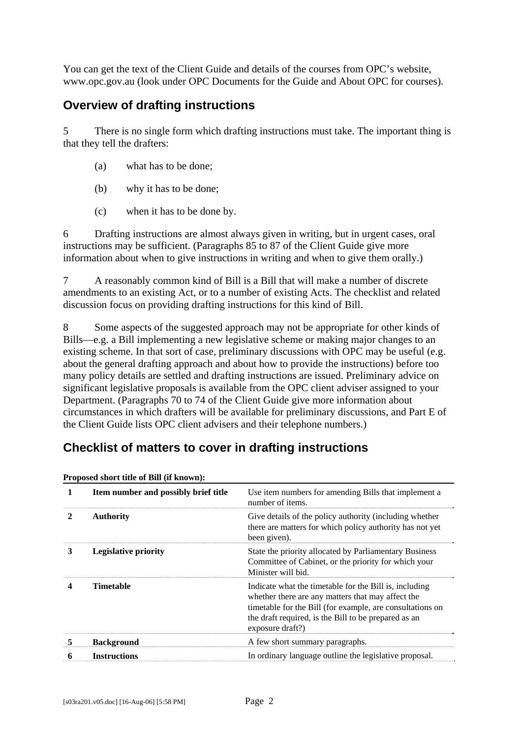You can get the text of the Client Guide and details of the courses from OPC's website, www.opc.gov.au (look under OPC Documents for the Guide and About OPC for courses).

## Overview of drafting instructions

5 There is no single form which drafting instructions must take. The important thing is that they tell the drafters:

(a) what has to be done;

(b) why it has to be done;

(c) when it has to be done by.

6 Drafting instructions are almost always given in writing, but in urgent cases, oral instructions may be sufficient. (Paragraphs 85 to 87 of the Client Guide give more information about when to give instructions in writing and when to give them orally.)

7 A reasonably common kind of Bill is a Bill that will make a number of discrete amendments to an existing Act, or to a number of existing Acts. The checklist and related discussion focus on providing drafting instructions for this kind of Bill.

8 Some aspects of the suggested approach may not be appropriate for other kinds of Bills—e.g. a Bill implementing a new legislative scheme or making major changes to an existing scheme. In that sort of case, preliminary discussions with OPC may be useful (e.g. about the general drafting approach and about how to provide the instructions) before too many policy details are settled and drafting instructions are issued. Preliminary advice on significant legislative proposals is available from the OPC client adviser assigned to your Department. (Paragraphs 70 to 74 of the Client Guide give more information about circumstances in which drafters will be available for preliminary discussions, and Part E of the Client Guide lists OPC client advisers and their telephone numbers.)

## Checklist of matters to cover in drafting instructions

**Proposed short title of Bill (if known):**

| | | |
|---|---|---|
| **1** | **Item number and possibly brief title** | Use item numbers for amending Bills that implement a number of items. |
| **2** | **Authority** | Give details of the policy authority (including whether there are matters for which policy authority has not yet been given). |
| **3** | **Legislative priority** | State the priority allocated by Parliamentary Business Committee of Cabinet, or the priority for which your Minister will bid. |
| **4** | **Timetable** | Indicate what the timetable for the Bill is, including whether there are any matters that may affect the timetable for the Bill (for example, are consultations on the draft required, is the Bill to be prepared as an exposure draft?) |
| **5** | **Background** | A few short summary paragraphs. |
| **6** | **Instructions** | In ordinary language outline the legislative proposal. |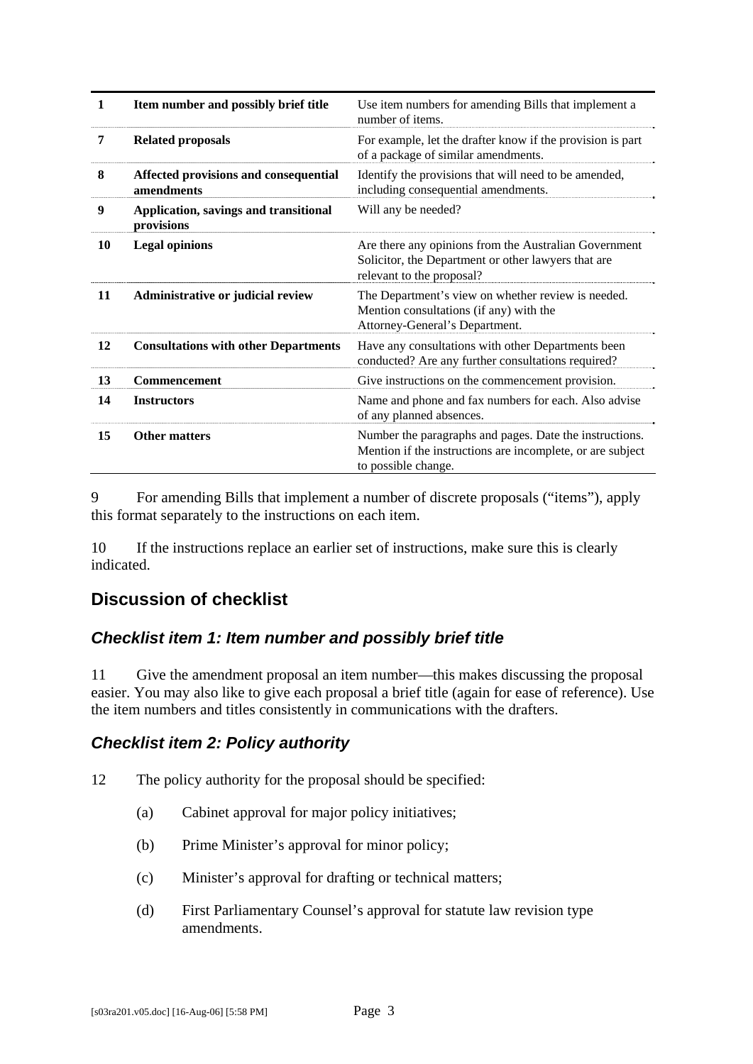| | | |
|---|---|---|
| 1 | **Item number and possibly brief title** | Use item numbers for amending Bills that implement a number of items. |
| 7 | **Related proposals** | For example, let the drafter know if the provision is part of a package of similar amendments. |
| 8 | **Affected provisions and consequential amendments** | Identify the provisions that will need to be amended, including consequential amendments. |
| 9 | **Application, savings and transitional provisions** | Will any be needed? |
| 10 | **Legal opinions** | Are there any opinions from the Australian Government Solicitor, the Department or other lawyers that are relevant to the proposal? |
| 11 | **Administrative or judicial review** | The Department's view on whether review is needed. Mention consultations (if any) with the Attorney-General's Department. |
| 12 | **Consultations with other Departments** | Have any consultations with other Departments been conducted? Are any further consultations required? |
| 13 | **Commencement** | Give instructions on the commencement provision. |
| 14 | **Instructors** | Name and phone and fax numbers for each. Also advise of any planned absences. |
| 15 | **Other matters** | Number the paragraphs and pages. Date the instructions. Mention if the instructions are incomplete, or are subject to possible change. |

9 For amending Bills that implement a number of discrete proposals ("items"), apply this format separately to the instructions on each item.

10 If the instructions replace an earlier set of instructions, make sure this is clearly indicated.

## Discussion of checklist

### *Checklist item 1: Item number and possibly brief title*

11 Give the amendment proposal an item number—this makes discussing the proposal easier. You may also like to give each proposal a brief title (again for ease of reference). Use the item numbers and titles consistently in communications with the drafters.

### *Checklist item 2: Policy authority*

12 The policy authority for the proposal should be specified:

(a) Cabinet approval for major policy initiatives;

(b) Prime Minister's approval for minor policy;

(c) Minister's approval for drafting or technical matters;

(d) First Parliamentary Counsel's approval for statute law revision type amendments.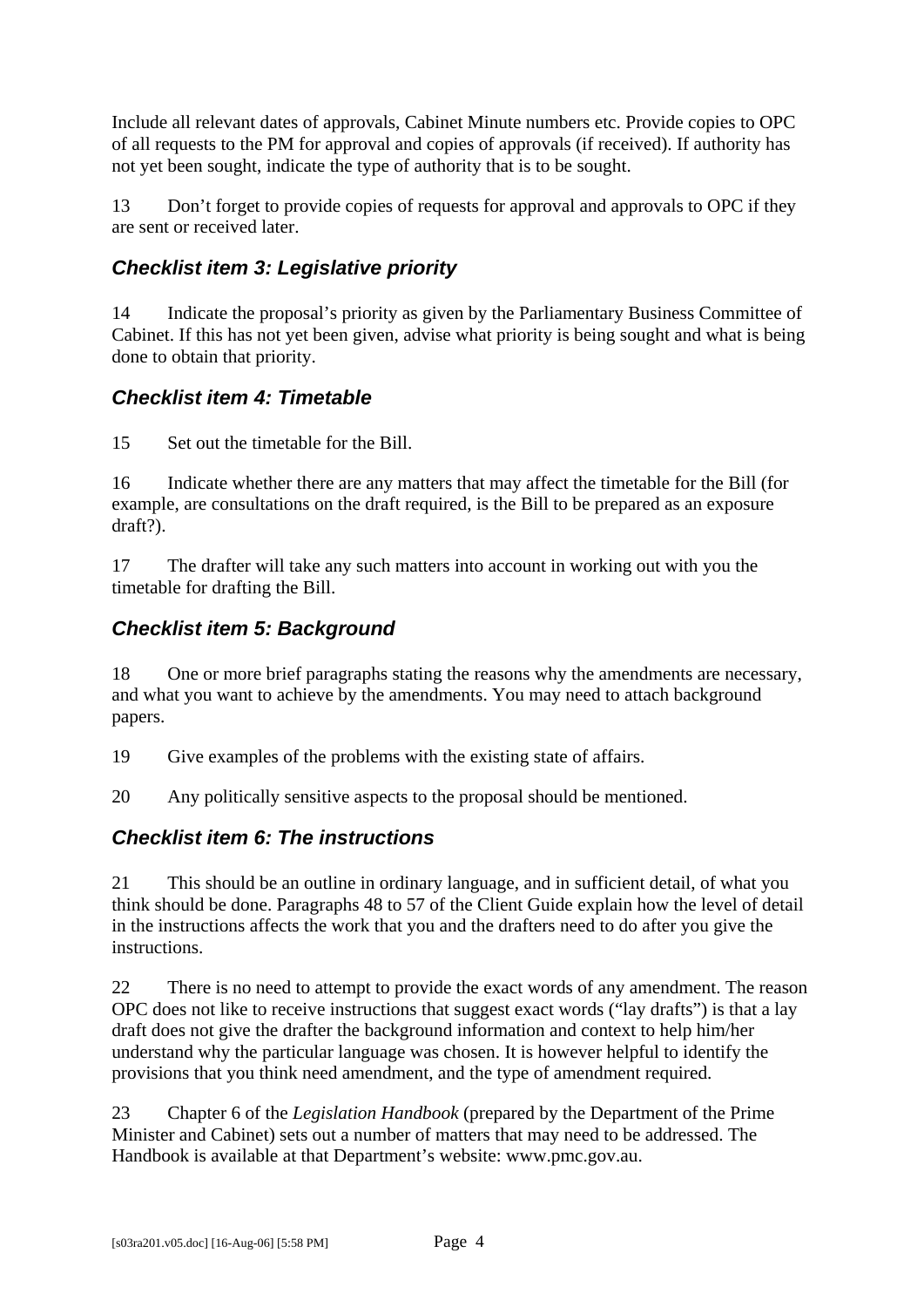Include all relevant dates of approvals, Cabinet Minute numbers etc. Provide copies to OPC of all requests to the PM for approval and copies of approvals (if received). If authority has not yet been sought, indicate the type of authority that is to be sought.

13 Don't forget to provide copies of requests for approval and approvals to OPC if they are sent or received later.

### *Checklist item 3: Legislative priority*

14 Indicate the proposal's priority as given by the Parliamentary Business Committee of Cabinet. If this has not yet been given, advise what priority is being sought and what is being done to obtain that priority.

### *Checklist item 4: Timetable*

15 Set out the timetable for the Bill.

16 Indicate whether there are any matters that may affect the timetable for the Bill (for example, are consultations on the draft required, is the Bill to be prepared as an exposure draft?).

17 The drafter will take any such matters into account in working out with you the timetable for drafting the Bill.

### *Checklist item 5: Background*

18 One or more brief paragraphs stating the reasons why the amendments are necessary, and what you want to achieve by the amendments. You may need to attach background papers.

19 Give examples of the problems with the existing state of affairs.

20 Any politically sensitive aspects to the proposal should be mentioned.

### *Checklist item 6: The instructions*

21 This should be an outline in ordinary language, and in sufficient detail, of what you think should be done. Paragraphs 48 to 57 of the Client Guide explain how the level of detail in the instructions affects the work that you and the drafters need to do after you give the instructions.

22 There is no need to attempt to provide the exact words of any amendment. The reason OPC does not like to receive instructions that suggest exact words ("lay drafts") is that a lay draft does not give the drafter the background information and context to help him/her understand why the particular language was chosen. It is however helpful to identify the provisions that you think need amendment, and the type of amendment required.

23 Chapter 6 of the *Legislation Handbook* (prepared by the Department of the Prime Minister and Cabinet) sets out a number of matters that may need to be addressed. The Handbook is available at that Department's website: www.pmc.gov.au.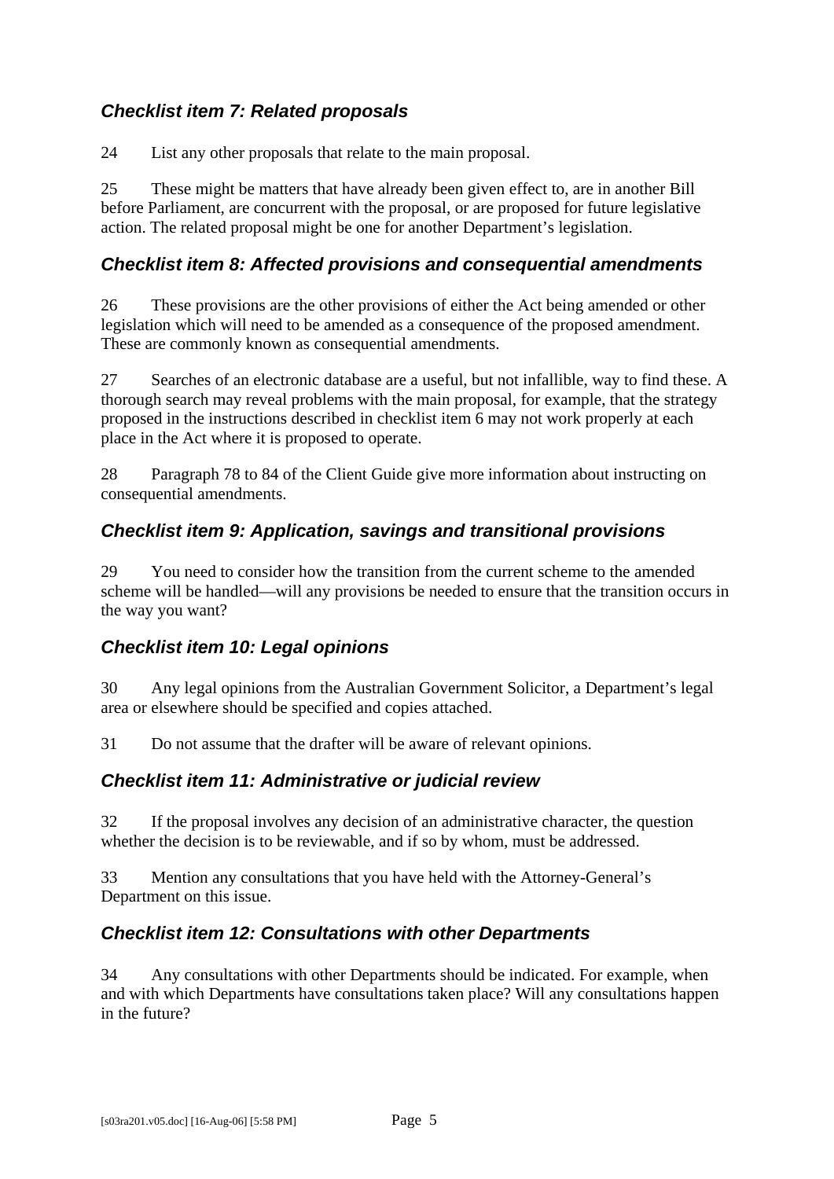### *Checklist item 7: Related proposals*

24 List any other proposals that relate to the main proposal.

25 These might be matters that have already been given effect to, are in another Bill before Parliament, are concurrent with the proposal, or are proposed for future legislative action. The related proposal might be one for another Department's legislation.

### *Checklist item 8: Affected provisions and consequential amendments*

26 These provisions are the other provisions of either the Act being amended or other legislation which will need to be amended as a consequence of the proposed amendment. These are commonly known as consequential amendments.

27 Searches of an electronic database are a useful, but not infallible, way to find these. A thorough search may reveal problems with the main proposal, for example, that the strategy proposed in the instructions described in checklist item 6 may not work properly at each place in the Act where it is proposed to operate.

28 Paragraph 78 to 84 of the Client Guide give more information about instructing on consequential amendments.

### *Checklist item 9: Application, savings and transitional provisions*

29 You need to consider how the transition from the current scheme to the amended scheme will be handled—will any provisions be needed to ensure that the transition occurs in the way you want?

### *Checklist item 10: Legal opinions*

30 Any legal opinions from the Australian Government Solicitor, a Department's legal area or elsewhere should be specified and copies attached.

31 Do not assume that the drafter will be aware of relevant opinions.

### *Checklist item 11: Administrative or judicial review*

32 If the proposal involves any decision of an administrative character, the question whether the decision is to be reviewable, and if so by whom, must be addressed.

33 Mention any consultations that you have held with the Attorney-General's Department on this issue.

### *Checklist item 12: Consultations with other Departments*

34 Any consultations with other Departments should be indicated. For example, when and with which Departments have consultations taken place? Will any consultations happen in the future?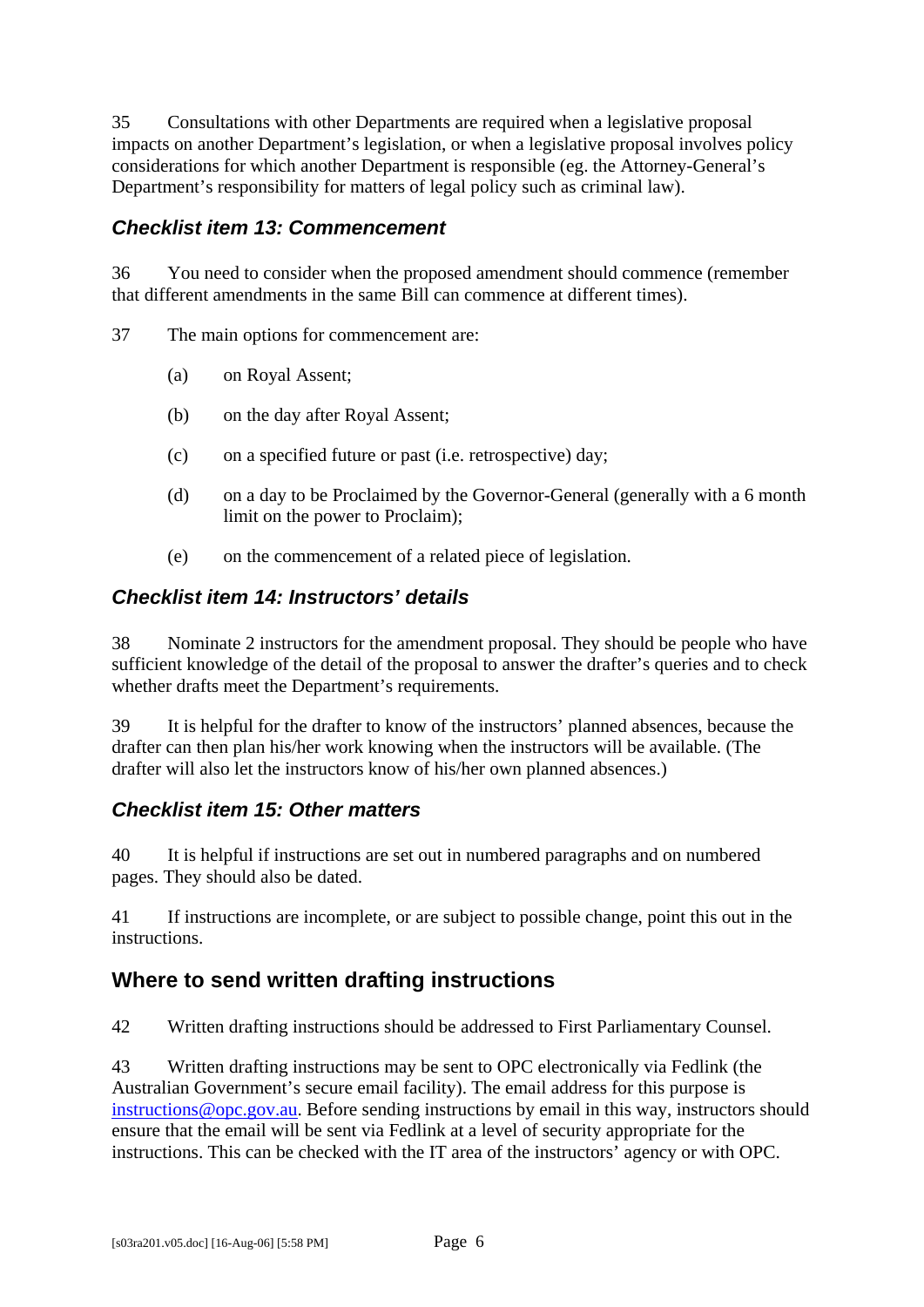35 Consultations with other Departments are required when a legislative proposal impacts on another Department's legislation, or when a legislative proposal involves policy considerations for which another Department is responsible (eg. the Attorney-General's Department's responsibility for matters of legal policy such as criminal law).

### *Checklist item 13: Commencement*

36 You need to consider when the proposed amendment should commence (remember that different amendments in the same Bill can commence at different times).

37 The main options for commencement are:

(a) on Royal Assent;

(b) on the day after Royal Assent;

(c) on a specified future or past (i.e. retrospective) day;

(d) on a day to be Proclaimed by the Governor-General (generally with a 6 month limit on the power to Proclaim);

(e) on the commencement of a related piece of legislation.

### *Checklist item 14: Instructors' details*

38 Nominate 2 instructors for the amendment proposal. They should be people who have sufficient knowledge of the detail of the proposal to answer the drafter's queries and to check whether drafts meet the Department's requirements.

39 It is helpful for the drafter to know of the instructors' planned absences, because the drafter can then plan his/her work knowing when the instructors will be available. (The drafter will also let the instructors know of his/her own planned absences.)

### *Checklist item 15: Other matters*

40 It is helpful if instructions are set out in numbered paragraphs and on numbered pages. They should also be dated.

41 If instructions are incomplete, or are subject to possible change, point this out in the instructions.

## Where to send written drafting instructions

42 Written drafting instructions should be addressed to First Parliamentary Counsel.

43 Written drafting instructions may be sent to OPC electronically via Fedlink (the Australian Government's secure email facility). The email address for this purpose is instructions@opc.gov.au. Before sending instructions by email in this way, instructors should ensure that the email will be sent via Fedlink at a level of security appropriate for the instructions. This can be checked with the IT area of the instructors' agency or with OPC.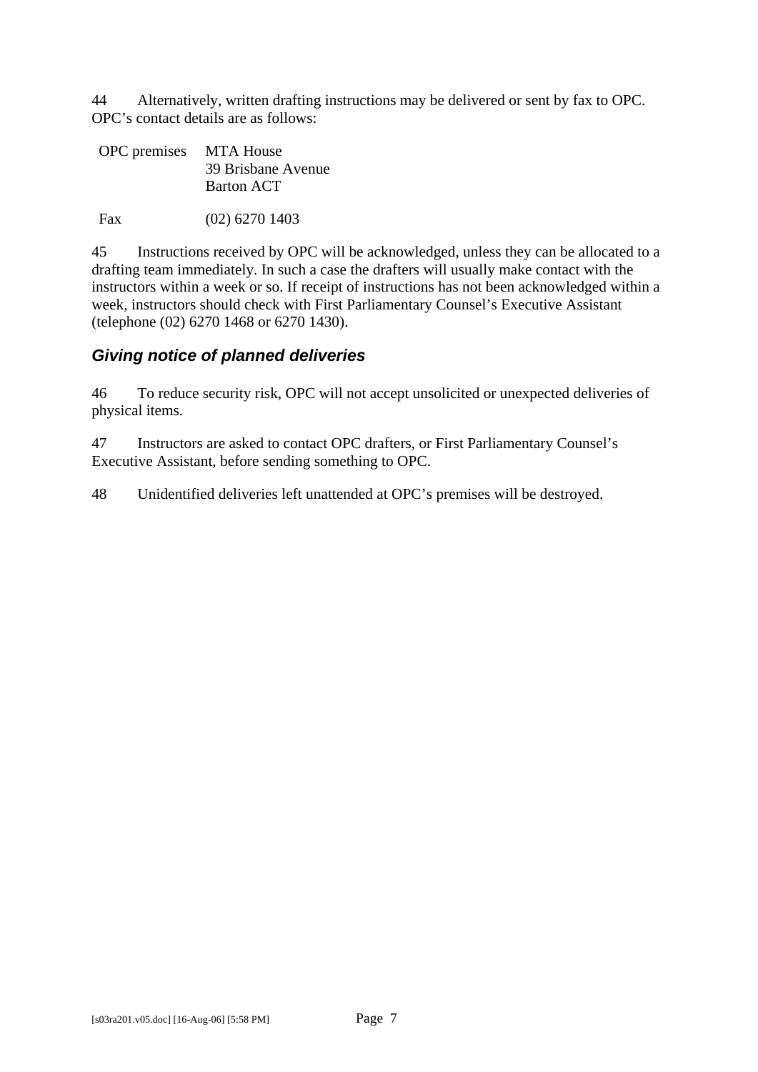44 Alternatively, written drafting instructions may be delivered or sent by fax to OPC. OPC's contact details are as follows:

| | |
|---|---|
| OPC premises | MTA House<br>39 Brisbane Avenue<br>Barton ACT |
| Fax | (02) 6270 1403 |

45 Instructions received by OPC will be acknowledged, unless they can be allocated to a drafting team immediately. In such a case the drafters will usually make contact with the instructors within a week or so. If receipt of instructions has not been acknowledged within a week, instructors should check with First Parliamentary Counsel's Executive Assistant (telephone (02) 6270 1468 or 6270 1430).

### *Giving notice of planned deliveries*

46 To reduce security risk, OPC will not accept unsolicited or unexpected deliveries of physical items.

47 Instructors are asked to contact OPC drafters, or First Parliamentary Counsel's Executive Assistant, before sending something to OPC.

48 Unidentified deliveries left unattended at OPC's premises will be destroyed.